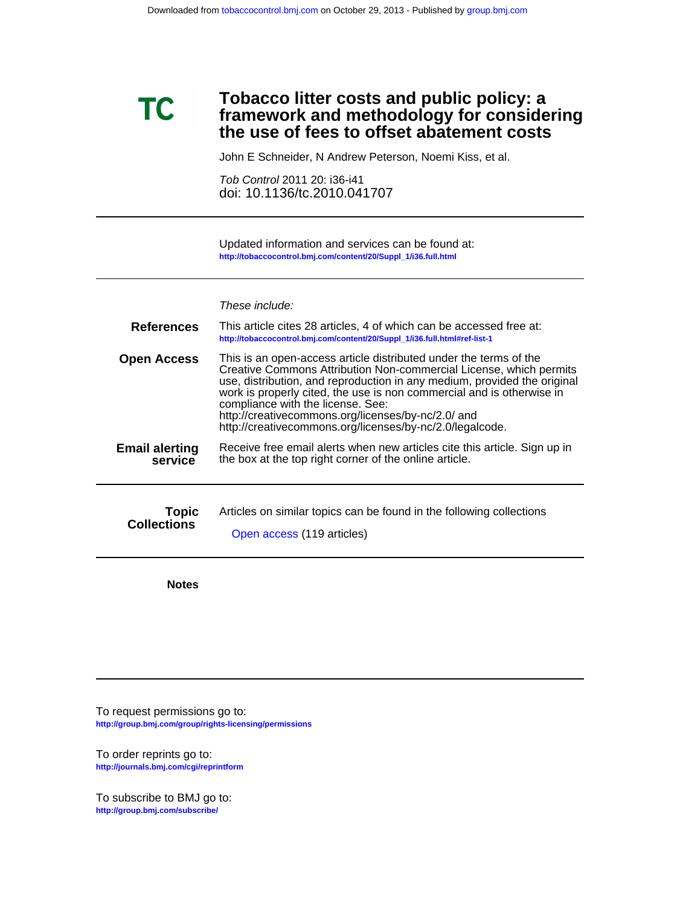Downloaded from tobaccocontrol.bmj.com on October 29, 2013 - Published by group.bmj.com

**TC**

# Tobacco litter costs and public policy: a framework and methodology for considering the use of fees to offset abatement costs

John E Schneider, N Andrew Peterson, Noemi Kiss, et al.

*Tob Control* 2011 20: i36-i41
doi: 10.1136/tc.2010.041707

---

Updated information and services can be found at:
http://tobaccocontrol.bmj.com/content/20/Suppl_1/i36.full.html

---

*These include:*

**References**
This article cites 28 articles, 4 of which can be accessed free at:
http://tobaccocontrol.bmj.com/content/20/Suppl_1/i36.full.html#ref-list-1

**Open Access**
This is an open-access article distributed under the terms of the Creative Commons Attribution Non-commercial License, which permits use, distribution, and reproduction in any medium, provided the original work is properly cited, the use is non commercial and is otherwise in compliance with the license. See: http://creativecommons.org/licenses/by-nc/2.0/ and http://creativecommons.org/licenses/by-nc/2.0/legalcode.

**Email alerting service**
Receive free email alerts when new articles cite this article. Sign up in the box at the top right corner of the online article.

---

**Topic Collections**
Articles on similar topics can be found in the following collections

Open access (119 articles)

---

**Notes**

---

To request permissions go to:
http://group.bmj.com/group/rights-licensing/permissions

To order reprints go to:
http://journals.bmj.com/cgi/reprintform

To subscribe to BMJ go to:
http://group.bmj.com/subscribe/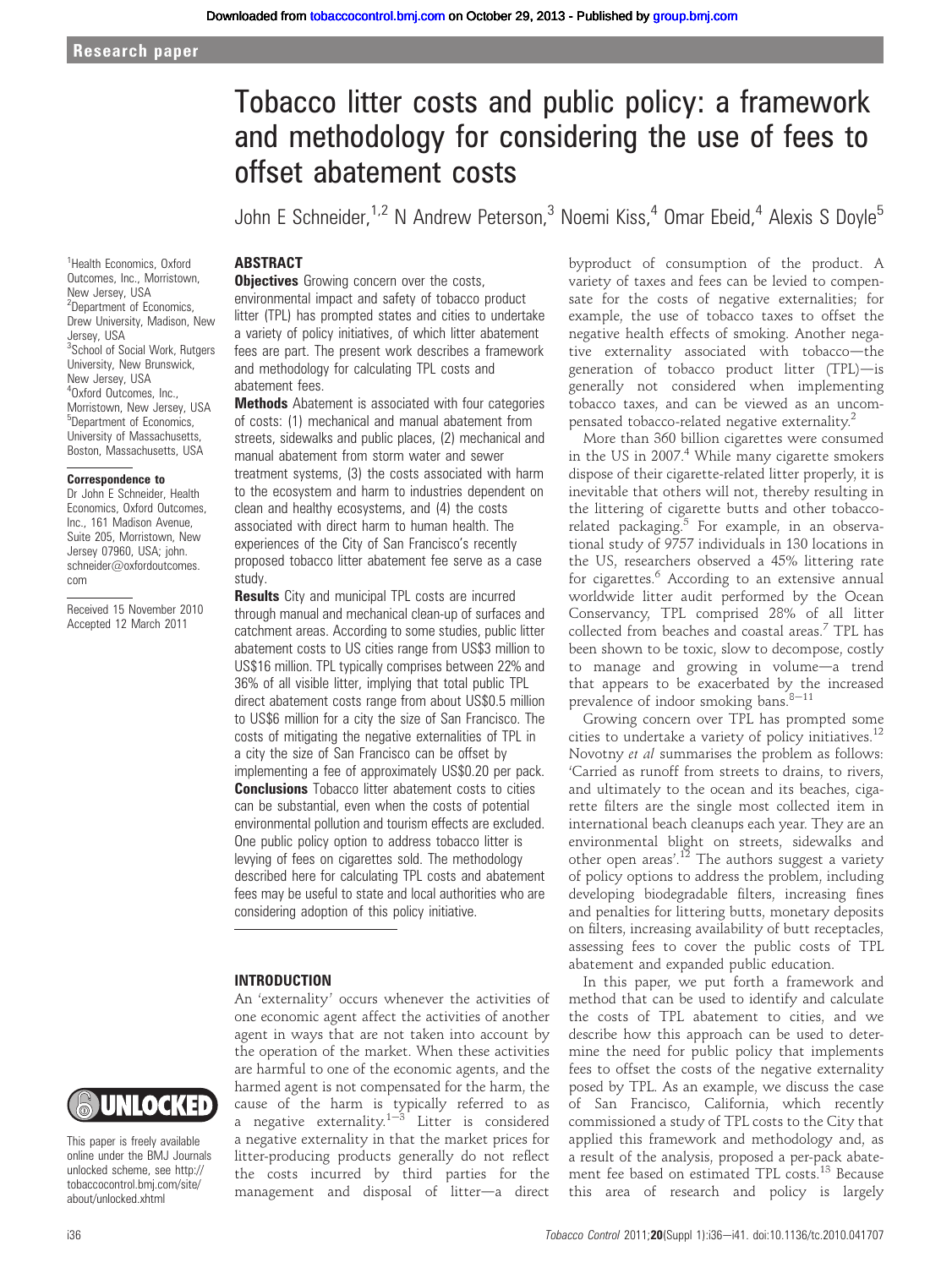Research paper

# Tobacco litter costs and public policy: a framework and methodology for considering the use of fees to offset abatement costs

John E Schneider,[1,2] N Andrew Peterson,[3] Noemi Kiss,[4] Omar Ebeid,[4] Alexis S Doyle[5]

[1]Health Economics, Oxford Outcomes, Inc., Morristown, New Jersey, USA
[2]Department of Economics, Drew University, Madison, New Jersey, USA
[3]School of Social Work, Rutgers University, New Brunswick, New Jersey, USA
[4]Oxford Outcomes, Inc., Morristown, New Jersey, USA
[5]Department of Economics, University of Massachusetts, Boston, Massachusetts, USA

**Correspondence to**
Dr John E Schneider, Health Economics, Oxford Outcomes, Inc., 161 Madison Avenue, Suite 205, Morristown, New Jersey 07960, USA; john.schneider@oxfordoutcomes.com

Received 15 November 2010
Accepted 12 March 2011

This paper is freely available online under the BMJ Journals unlocked scheme, see http://tobaccocontrol.bmj.com/site/about/unlocked.xhtml

## ABSTRACT

**Objectives** Growing concern over the costs, environmental impact and safety of tobacco product litter (TPL) has prompted states and cities to undertake a variety of policy initiatives, of which litter abatement fees are part. The present work describes a framework and methodology for calculating TPL costs and abatement fees.

**Methods** Abatement is associated with four categories of costs: (1) mechanical and manual abatement from streets, sidewalks and public places, (2) mechanical and manual abatement from storm water and sewer treatment systems, (3) the costs associated with harm to the ecosystem and harm to industries dependent on clean and healthy ecosystems, and (4) the costs associated with direct harm to human health. The experiences of the City of San Francisco's recently proposed tobacco litter abatement fee serve as a case study.

**Results** City and municipal TPL costs are incurred through manual and mechanical clean-up of surfaces and catchment areas. According to some studies, public litter abatement costs to US cities range from US$3 million to US$16 million. TPL typically comprises between 22% and 36% of all visible litter, implying that total public TPL direct abatement costs range from about US$0.5 million to US$6 million for a city the size of San Francisco. The costs of mitigating the negative externalities of TPL in a city the size of San Francisco can be offset by implementing a fee of approximately US$0.20 per pack.

**Conclusions** Tobacco litter abatement costs to cities can be substantial, even when the costs of potential environmental pollution and tourism effects are excluded. One public policy option to address tobacco litter is levying of fees on cigarettes sold. The methodology described here for calculating TPL costs and abatement fees may be useful to state and local authorities who are considering adoption of this policy initiative.

## INTRODUCTION

An 'externality' occurs whenever the activities of one economic agent affect the activities of another agent in ways that are not taken into account by the operation of the market. When these activities are harmful to one of the economic agents, and the harmed agent is not compensated for the harm, the cause of the harm is typically referred to as a negative externality.[1–3] Litter is considered a negative externality in that the market prices for litter-producing products generally do not reflect the costs incurred by third parties for the management and disposal of litter—a direct byproduct of consumption of the product. A variety of taxes and fees can be levied to compensate for the costs of negative externalities; for example, the use of tobacco taxes to offset the negative health effects of smoking. Another negative externality associated with tobacco—the generation of tobacco product litter (TPL)—is generally not considered when implementing tobacco taxes, and can be viewed as an uncompensated tobacco-related negative externality.[2]

More than 360 billion cigarettes were consumed in the US in 2007.[4] While many cigarette smokers dispose of their cigarette-related litter properly, it is inevitable that others will not, thereby resulting in the littering of cigarette butts and other tobacco-related packaging.[5] For example, in an observational study of 9757 individuals in 130 locations in the US, researchers observed a 45% littering rate for cigarettes.[6] According to an extensive annual worldwide litter audit performed by the Ocean Conservancy, TPL comprised 28% of all litter collected from beaches and coastal areas.[7] TPL has been shown to be toxic, slow to decompose, costly to manage and growing in volume—a trend that appears to be exacerbated by the increased prevalence of indoor smoking bans.[8–11]

Growing concern over TPL has prompted some cities to undertake a variety of policy initiatives.[12] Novotny *et al* summarises the problem as follows: 'Carried as runoff from streets to drains, to rivers, and ultimately to the ocean and its beaches, cigarette filters are the single most collected item in international beach cleanups each year. They are an environmental blight on streets, sidewalks and other open areas'.[12] The authors suggest a variety of policy options to address the problem, including developing biodegradable filters, increasing fines and penalties for littering butts, monetary deposits on filters, increasing availability of butt receptacles, assessing fees to cover the public costs of TPL abatement and expanded public education.

In this paper, we put forth a framework and method that can be used to identify and calculate the costs of TPL abatement to cities, and we describe how this approach can be used to determine the need for public policy that implements fees to offset the costs of the negative externality posed by TPL. As an example, we discuss the case of San Francisco, California, which recently commissioned a study of TPL costs to the City that applied this framework and methodology and, as a result of the analysis, proposed a per-pack abatement fee based on estimated TPL costs.[13] Because this area of research and policy is largely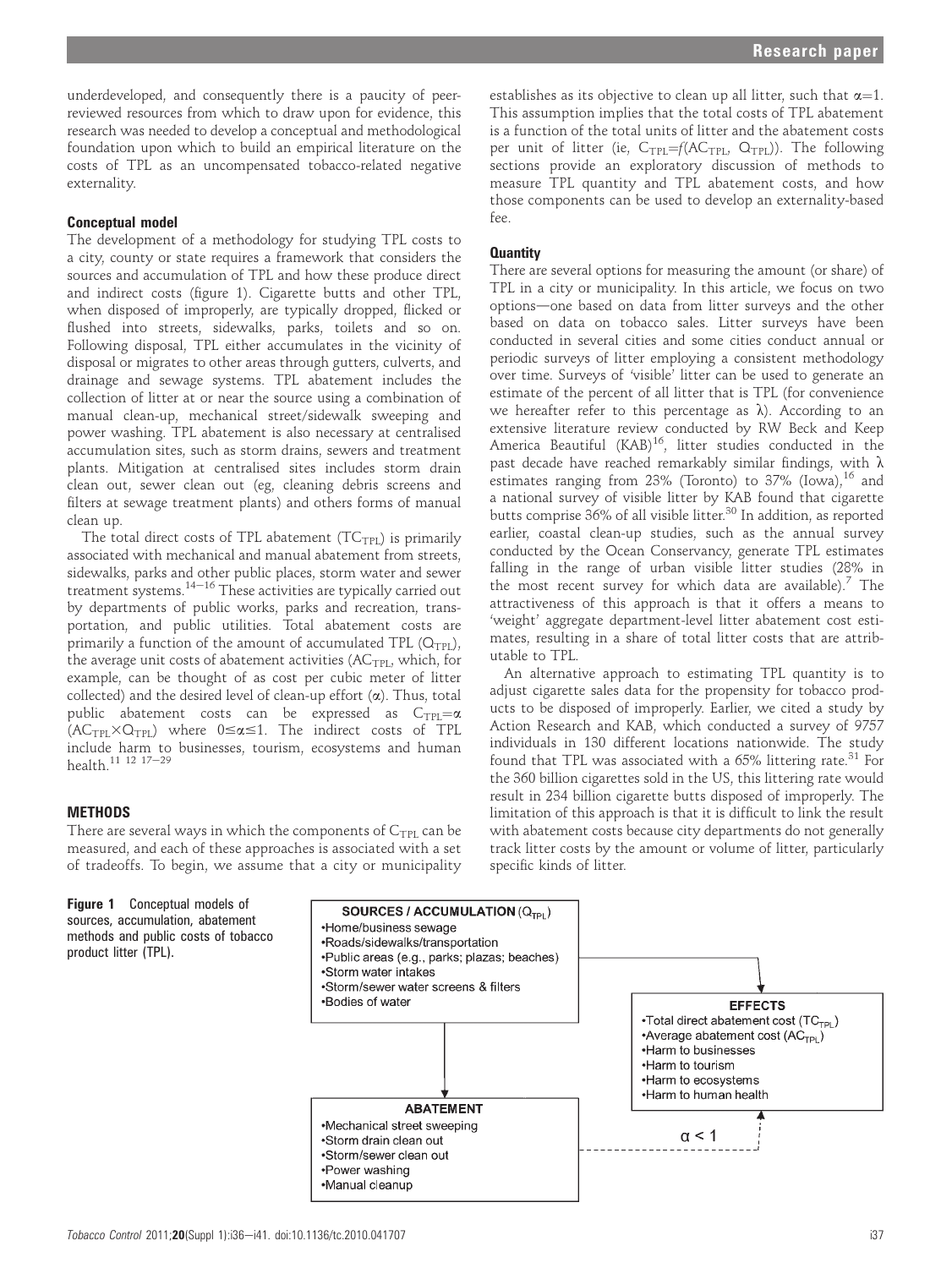underdeveloped, and consequently there is a paucity of peer-reviewed resources from which to draw upon for evidence, this research was needed to develop a conceptual and methodological foundation upon which to build an empirical literature on the costs of TPL as an uncompensated tobacco-related negative externality.

### Conceptual model

The development of a methodology for studying TPL costs to a city, county or state requires a framework that considers the sources and accumulation of TPL and how these produce direct and indirect costs (figure 1). Cigarette butts and other TPL, when disposed of improperly, are typically dropped, flicked or flushed into streets, sidewalks, parks, toilets and so on. Following disposal, TPL either accumulates in the vicinity of disposal or migrates to other areas through gutters, culverts, and drainage and sewage systems. TPL abatement includes the collection of litter at or near the source using a combination of manual clean-up, mechanical street/sidewalk sweeping and power washing. TPL abatement is also necessary at centralised accumulation sites, such as storm drains, sewers and treatment plants. Mitigation at centralised sites includes storm drain clean out, sewer clean out (eg, cleaning debris screens and filters at sewage treatment plants) and others forms of manual clean up.

The total direct costs of TPL abatement ($TC_{TPL}$) is primarily associated with mechanical and manual abatement from streets, sidewalks, parks and other public places, storm water and sewer treatment systems.[14–16] These activities are typically carried out by departments of public works, parks and recreation, transportation, and public utilities. Total abatement costs are primarily a function of the amount of accumulated TPL ($Q_{TPL}$), the average unit costs of abatement activities ($AC_{TPL}$, which, for example, can be thought of as cost per cubic meter of litter collected) and the desired level of clean-up effort ($\alpha$). Thus, total public abatement costs can be expressed as $C_{TPL}=\alpha(AC_{TPL}\times Q_{TPL})$ where $0\leq\alpha\leq1$. The indirect costs of TPL include harm to businesses, tourism, ecosystems and human health.[11 12 17–29]

## METHODS

There are several ways in which the components of $C_{TPL}$ can be measured, and each of these approaches is associated with a set of tradeoffs. To begin, we assume that a city or municipality establishes as its objective to clean up all litter, such that $\alpha=1$. This assumption implies that the total costs of TPL abatement is a function of the total units of litter and the abatement costs per unit of litter (ie, $C_{TPL}=f(AC_{TPL}, Q_{TPL})$). The following sections provide an exploratory discussion of methods to measure TPL quantity and TPL abatement costs, and how those components can be used to develop an externality-based fee.

### Quantity

There are several options for measuring the amount (or share) of TPL in a city or municipality. In this article, we focus on two options—one based on data from litter surveys and the other based on data on tobacco sales. Litter surveys have been conducted in several cities and some cities conduct annual or periodic surveys of litter employing a consistent methodology over time. Surveys of 'visible' litter can be used to generate an estimate of the percent of all litter that is TPL (for convenience we hereafter refer to this percentage as $\lambda$). According to an extensive literature review conducted by RW Beck and Keep America Beautiful (KAB)[16], litter studies conducted in the past decade have reached remarkably similar findings, with $\lambda$ estimates ranging from 23% (Toronto) to 37% (Iowa),[16] and a national survey of visible litter by KAB found that cigarette butts comprise 36% of all visible litter.[30] In addition, as reported earlier, coastal clean-up studies, such as the annual survey conducted by the Ocean Conservancy, generate TPL estimates falling in the range of urban visible litter studies (28% in the most recent survey for which data are available).[7] The attractiveness of this approach is that it offers a means to 'weight' aggregate department-level litter abatement cost estimates, resulting in a share of total litter costs that are attributable to TPL.

An alternative approach to estimating TPL quantity is to adjust cigarette sales data for the propensity for tobacco products to be disposed of improperly. Earlier, we cited a study by Action Research and KAB, which conducted a survey of 9757 individuals in 130 different locations nationwide. The study found that TPL was associated with a 65% littering rate.[31] For the 360 billion cigarettes sold in the US, this littering rate would result in 234 billion cigarette butts disposed of improperly. The limitation of this approach is that it is difficult to link the result with abatement costs because city departments do not generally track litter costs by the amount or volume of litter, particularly specific kinds of litter.

**SOURCES / ACCUMULATION ($Q_{TPL}$)**
- Home/business sewage
- Roads/sidewalks/transportation
- Public areas (e.g., parks; plazas; beaches)
- Storm water intakes
- Storm/sewer water screens & filters
- Bodies of water

**ABATEMENT**
- Mechanical street sweeping
- Storm drain clean out
- Storm/sewer clean out
- Power washing
- Manual cleanup

**EFFECTS**
- Total direct abatement cost ($TC_{TPL}$)
- Average abatement cost ($AC_{TPL}$)
- Harm to businesses
- Harm to tourism
- Harm to ecosystems
- Harm to human health

$\alpha < 1$

**Figure 1** Conceptual models of sources, accumulation, abatement methods and public costs of tobacco product litter (TPL).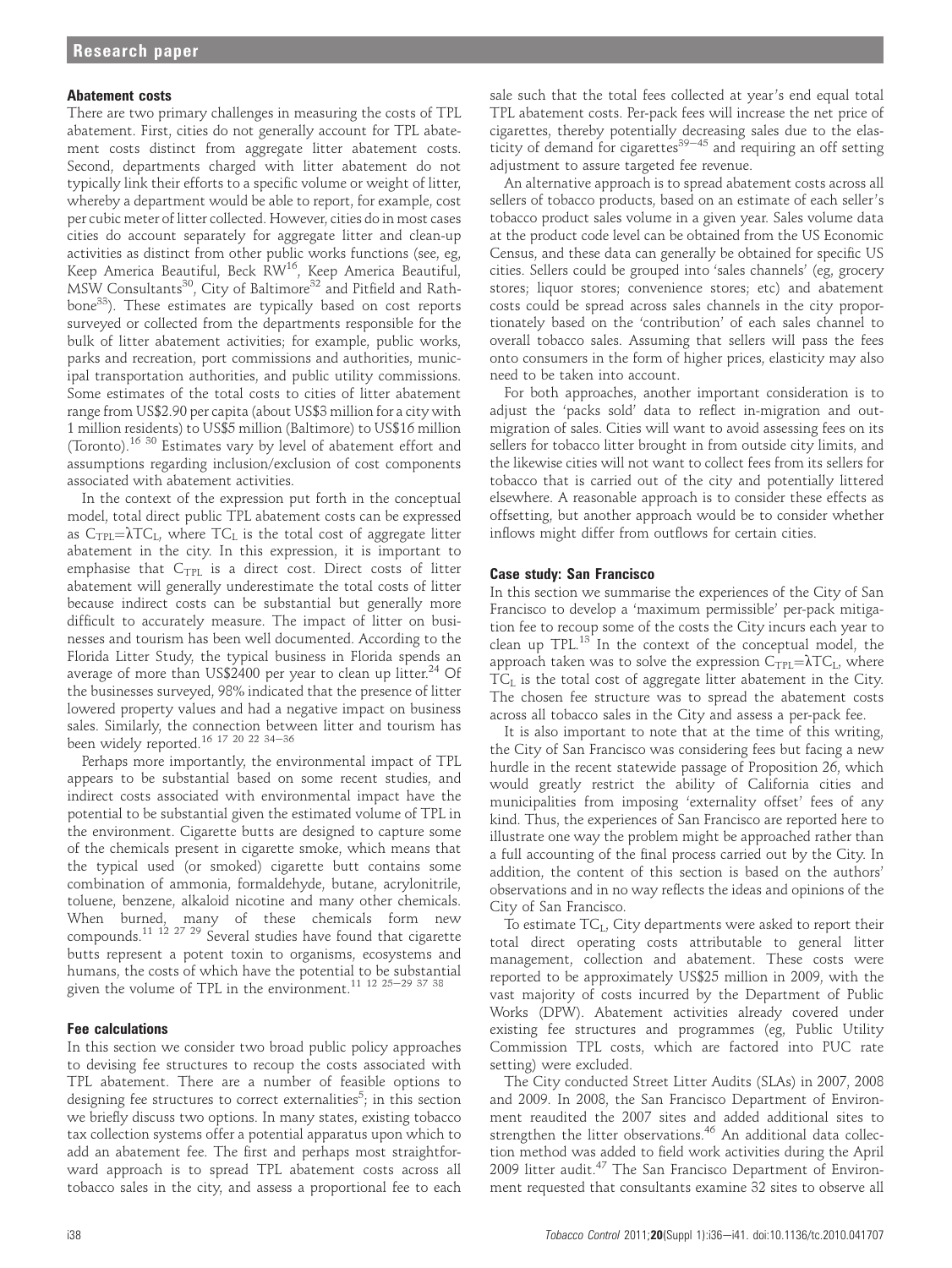### Abatement costs

There are two primary challenges in measuring the costs of TPL abatement. First, cities do not generally account for TPL abatement costs distinct from aggregate litter abatement costs. Second, departments charged with litter abatement do not typically link their efforts to a specific volume or weight of litter, whereby a department would be able to report, for example, cost per cubic meter of litter collected. However, cities do in most cases cities do account separately for aggregate litter and clean-up activities as distinct from other public works functions (see, eg, Keep America Beautiful, Beck RW[16], Keep America Beautiful, MSW Consultants[30], City of Baltimore[32] and Pitfield and Rathbone[33]). These estimates are typically based on cost reports surveyed or collected from the departments responsible for the bulk of litter abatement activities; for example, public works, parks and recreation, port commissions and authorities, municipal transportation authorities, and public utility commissions. Some estimates of the total costs to cities of litter abatement range from US$2.90 per capita (about US$3 million for a city with 1 million residents) to US$5 million (Baltimore) to US$16 million (Toronto).[16 30] Estimates vary by level of abatement effort and assumptions regarding inclusion/exclusion of cost components associated with abatement activities.

In the context of the expression put forth in the conceptual model, total direct public TPL abatement costs can be expressed as $C_{TPL}=\lambda TC_L$, where $TC_L$ is the total cost of aggregate litter abatement in the city. In this expression, it is important to emphasise that $C_{TPL}$ is a direct cost. Direct costs of litter abatement will generally underestimate the total costs of litter because indirect costs can be substantial but generally more difficult to accurately measure. The impact of litter on businesses and tourism has been well documented. According to the Florida Litter Study, the typical business in Florida spends an average of more than US$2400 per year to clean up litter.[24] Of the businesses surveyed, 98% indicated that the presence of litter lowered property values and had a negative impact on business sales. Similarly, the connection between litter and tourism has been widely reported.[16 17 20 22 34–36]

Perhaps more importantly, the environmental impact of TPL appears to be substantial based on some recent studies, and indirect costs associated with environmental impact have the potential to be substantial given the estimated volume of TPL in the environment. Cigarette butts are designed to capture some of the chemicals present in cigarette smoke, which means that the typical used (or smoked) cigarette butt contains some combination of ammonia, formaldehyde, butane, acrylonitrile, toluene, benzene, alkaloid nicotine and many other chemicals. When burned, many of these chemicals form new compounds.[11 12 27 29] Several studies have found that cigarette butts represent a potent toxin to organisms, ecosystems and humans, the costs of which have the potential to be substantial given the volume of TPL in the environment.[11 12 25–29 37 38]

### Fee calculations

In this section we consider two broad public policy approaches to devising fee structures to recoup the costs associated with TPL abatement. There are a number of feasible options to designing fee structures to correct externalities[5]; in this section we briefly discuss two options. In many states, existing tobacco tax collection systems offer a potential apparatus upon which to add an abatement fee. The first and perhaps most straightforward approach is to spread TPL abatement costs across all tobacco sales in the city, and assess a proportional fee to each sale such that the total fees collected at year's end equal total TPL abatement costs. Per-pack fees will increase the net price of cigarettes, thereby potentially decreasing sales due to the elasticity of demand for cigarettes[39–45] and requiring an off setting adjustment to assure targeted fee revenue.

An alternative approach is to spread abatement costs across all sellers of tobacco products, based on an estimate of each seller's tobacco product sales volume in a given year. Sales volume data at the product code level can be obtained from the US Economic Census, and these data can generally be obtained for specific US cities. Sellers could be grouped into 'sales channels' (eg, grocery stores; liquor stores; convenience stores; etc) and abatement costs could be spread across sales channels in the city proportionately based on the 'contribution' of each sales channel to overall tobacco sales. Assuming that sellers will pass the fees onto consumers in the form of higher prices, elasticity may also need to be taken into account.

For both approaches, another important consideration is to adjust the 'packs sold' data to reflect in-migration and out-migration of sales. Cities will want to avoid assessing fees on its sellers for tobacco litter brought in from outside city limits, and the likewise cities will not want to collect fees from its sellers for tobacco that is carried out of the city and potentially littered elsewhere. A reasonable approach is to consider these effects as offsetting, but another approach would be to consider whether inflows might differ from outflows for certain cities.

### Case study: San Francisco

In this section we summarise the experiences of the City of San Francisco to develop a 'maximum permissible' per-pack mitigation fee to recoup some of the costs the City incurs each year to clean up TPL.[13] In the context of the conceptual model, the approach taken was to solve the expression $C_{TPL}=\lambda TC_L$, where $TC_L$ is the total cost of aggregate litter abatement in the City. The chosen fee structure was to spread the abatement costs across all tobacco sales in the City and assess a per-pack fee.

It is also important to note that at the time of this writing, the City of San Francisco was considering fees but facing a new hurdle in the recent statewide passage of Proposition 26, which would greatly restrict the ability of California cities and municipalities from imposing 'externality offset' fees of any kind. Thus, the experiences of San Francisco are reported here to illustrate one way the problem might be approached rather than a full accounting of the final process carried out by the City. In addition, the content of this section is based on the authors' observations and in no way reflects the ideas and opinions of the City of San Francisco.

To estimate $TC_L$, City departments were asked to report their total direct operating costs attributable to general litter management, collection and abatement. These costs were reported to be approximately US$25 million in 2009, with the vast majority of costs incurred by the Department of Public Works (DPW). Abatement activities already covered under existing fee structures and programmes (eg, Public Utility Commission TPL costs, which are factored into PUC rate setting) were excluded.

The City conducted Street Litter Audits (SLAs) in 2007, 2008 and 2009. In 2008, the San Francisco Department of Environment reaudited the 2007 sites and added additional sites to strengthen the litter observations.[46] An additional data collection method was added to field work activities during the April 2009 litter audit.[47] The San Francisco Department of Environment requested that consultants examine 32 sites to observe all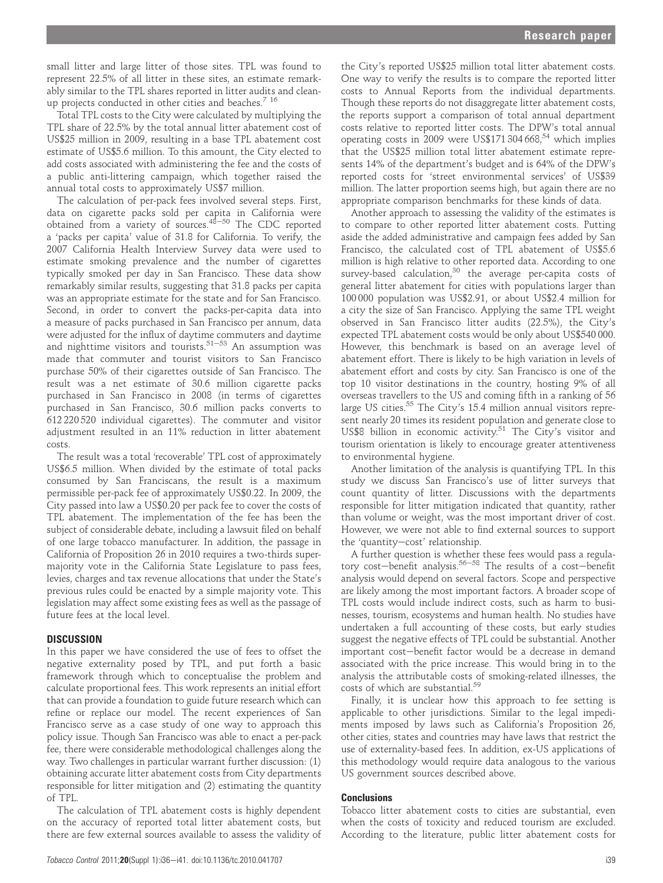small litter and large litter of those sites. TPL was found to represent 22.5% of all litter in these sites, an estimate remarkably similar to the TPL shares reported in litter audits and clean-up projects conducted in other cities and beaches.[7 16]

Total TPL costs to the City were calculated by multiplying the TPL share of 22.5% by the total annual litter abatement cost of US$25 million in 2009, resulting in a base TPL abatement cost estimate of US$5.6 million. To this amount, the City elected to add costs associated with administering the fee and the costs of a public anti-littering campaign, which together raised the annual total costs to approximately US$7 million.

The calculation of per-pack fees involved several steps. First, data on cigarette packs sold per capita in California were obtained from a variety of sources.[48–50] The CDC reported a 'packs per capita' value of 31.8 for California. To verify, the 2007 California Health Interview Survey data were used to estimate smoking prevalence and the number of cigarettes typically smoked per day in San Francisco. These data show remarkably similar results, suggesting that 31.8 packs per capita was an appropriate estimate for the state and for San Francisco. Second, in order to convert the packs-per-capita data into a measure of packs purchased in San Francisco per annum, data were adjusted for the influx of daytime commuters and daytime and nighttime visitors and tourists.[51–53] An assumption was made that commuter and tourist visitors to San Francisco purchase 50% of their cigarettes outside of San Francisco. The result was a net estimate of 30.6 million cigarette packs purchased in San Francisco in 2008 (in terms of cigarettes purchased in San Francisco, 30.6 million packs converts to 612 220 520 individual cigarettes). The commuter and visitor adjustment resulted in an 11% reduction in litter abatement costs.

The result was a total 'recoverable' TPL cost of approximately US$6.5 million. When divided by the estimate of total packs consumed by San Franciscans, the result is a maximum permissible per-pack fee of approximately US$0.22. In 2009, the City passed into law a US$0.20 per pack fee to cover the costs of TPL abatement. The implementation of the fee has been the subject of considerable debate, including a lawsuit filed on behalf of one large tobacco manufacturer. In addition, the passage in California of Proposition 26 in 2010 requires a two-thirds supermajority vote in the California State Legislature to pass fees, levies, charges and tax revenue allocations that under the State's previous rules could be enacted by a simple majority vote. This legislation may affect some existing fees as well as the passage of future fees at the local level.

## DISCUSSION

In this paper we have considered the use of fees to offset the negative externality posed by TPL, and put forth a basic framework through which to conceptualise the problem and calculate proportional fees. This work represents an initial effort that can provide a foundation to guide future research which can refine or replace our model. The recent experiences of San Francisco serve as a case study of one way to approach this policy issue. Though San Francisco was able to enact a per-pack fee, there were considerable methodological challenges along the way. Two challenges in particular warrant further discussion: (1) obtaining accurate litter abatement costs from City departments responsible for litter mitigation and (2) estimating the quantity of TPL.

The calculation of TPL abatement costs is highly dependent on the accuracy of reported total litter abatement costs, but there are few external sources available to assess the validity of the City's reported US$25 million total litter abatement costs. One way to verify the results is to compare the reported litter costs to Annual Reports from the individual departments. Though these reports do not disaggregate litter abatement costs, the reports support a comparison of total annual department costs relative to reported litter costs. The DPW's total annual operating costs in 2009 were US$171 304 668,[54] which implies that the US$25 million total litter abatement estimate represents 14% of the department's budget and is 64% of the DPW's reported costs for 'street environmental services' of US$39 million. The latter proportion seems high, but again there are no appropriate comparison benchmarks for these kinds of data.

Another approach to assessing the validity of the estimates is to compare to other reported litter abatement costs. Putting aside the added administrative and campaign fees added by San Francisco, the calculated cost of TPL abatement of US$5.6 million is high relative to other reported data. According to one survey-based calculation,[30] the average per-capita costs of general litter abatement for cities with populations larger than 100 000 population was US$2.91, or about US$2.4 million for a city the size of San Francisco. Applying the same TPL weight observed in San Francisco litter audits (22.5%), the City's expected TPL abatement costs would be only about US$540 000. However, this benchmark is based on an average level of abatement effort. There is likely to be high variation in levels of abatement effort and costs by city. San Francisco is one of the top 10 visitor destinations in the country, hosting 9% of all overseas travellers to the US and coming fifth in a ranking of 56 large US cities.[55] The City's 15.4 million annual visitors represent nearly 20 times its resident population and generate close to US$8 billion in economic activity.[51] The City's visitor and tourism orientation is likely to encourage greater attentiveness to environmental hygiene.

Another limitation of the analysis is quantifying TPL. In this study we discuss San Francisco's use of litter surveys that count quantity of litter. Discussions with the departments responsible for litter mitigation indicated that quantity, rather than volume or weight, was the most important driver of cost. However, we were not able to find external sources to support the 'quantity–cost' relationship.

A further question is whether these fees would pass a regulatory cost–benefit analysis.[56–58] The results of a cost–benefit analysis would depend on several factors. Scope and perspective are likely among the most important factors. A broader scope of TPL costs would include indirect costs, such as harm to businesses, tourism, ecosystems and human health. No studies have undertaken a full accounting of these costs, but early studies suggest the negative effects of TPL could be substantial. Another important cost–benefit factor would be a decrease in demand associated with the price increase. This would bring in to the analysis the attributable costs of smoking-related illnesses, the costs of which are substantial.[59]

Finally, it is unclear how this approach to fee setting is applicable to other jurisdictions. Similar to the legal impediments imposed by laws such as California's Proposition 26, other cities, states and countries may have laws that restrict the use of externality-based fees. In addition, ex-US applications of this methodology would require data analogous to the various US government sources described above.

### Conclusions

Tobacco litter abatement costs to cities are substantial, even when the costs of toxicity and reduced tourism are excluded. According to the literature, public litter abatement costs for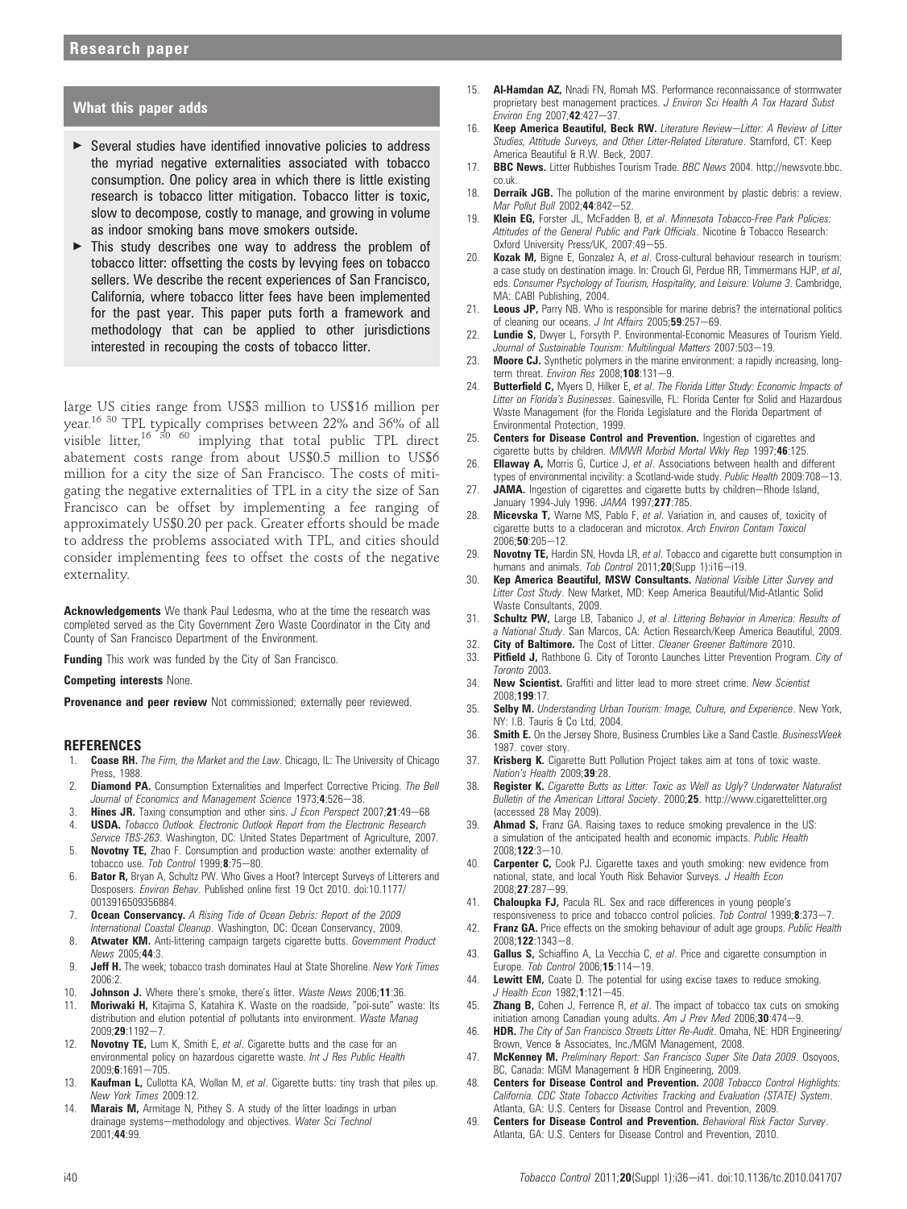## What this paper adds

- Several studies have identified innovative policies to address the myriad negative externalities associated with tobacco consumption. One policy area in which there is little existing research is tobacco litter mitigation. Tobacco litter is toxic, slow to decompose, costly to manage, and growing in volume as indoor smoking bans move smokers outside.
- This study describes one way to address the problem of tobacco litter: offsetting the costs by levying fees on tobacco sellers. We describe the recent experiences of San Francisco, California, where tobacco litter fees have been implemented for the past year. This paper puts forth a framework and methodology that can be applied to other jurisdictions interested in recouping the costs of tobacco litter.

large US cities range from US$3 million to US$16 million per year.[16 30] TPL typically comprises between 22% and 36% of all visible litter,[16 30 60] implying that total public TPL direct abatement costs range from about US$0.5 million to US$6 million for a city the size of San Francisco. The costs of mitigating the negative externalities of TPL in a city the size of San Francisco can be offset by implementing a fee ranging of approximately US$0.20 per pack. Greater efforts should be made to address the problems associated with TPL, and cities should consider implementing fees to offset the costs of the negative externality.

**Acknowledgements** We thank Paul Ledesma, who at the time the research was completed served as the City Government Zero Waste Coordinator in the City and County of San Francisco Department of the Environment.

**Funding** This work was funded by the City of San Francisco.

**Competing interests** None.

**Provenance and peer review** Not commissioned; externally peer reviewed.

## REFERENCES

1. **Coase RH.** *The Firm, the Market and the Law*. Chicago, IL: The University of Chicago Press, 1988.
2. **Diamond PA.** Consumption Externalities and Imperfect Corrective Pricing. *The Bell Journal of Economics and Management Science* 1973;**4**:526–38.
3. **Hines JR.** Taxing consumption and other sins. *J Econ Perspect* 2007;**21**:49–68
4. **USDA.** *Tobacco Outlook. Electronic Outlook Report from the Electronic Research Service TBS-263*. Washington, DC: United States Department of Agriculture, 2007.
5. **Novotny TE,** Zhao F. Consumption and production waste: another externality of tobacco use. *Tob Control* 1999;**8**:75–80.
6. **Bator R,** Bryan A, Schultz PW. Who Gives a Hoot? Intercept Surveys of Litterers and Disposers. *Environ Behav*. Published online first 19 Oct 2010. doi:10.1177/0013916509356884.
7. **Ocean Conservancy.** *A Rising Tide of Ocean Debris: Report of the 2009 International Coastal Cleanup*. Washington, DC: Ocean Conservancy, 2009.
8. **Atwater KM.** Anti-littering campaign targets cigarette butts. *Government Product News* 2005;**44**:3.
9. **Jeff H.** The week; tobacco trash dominates Haul at State Shoreline. *New York Times* 2006:2.
10. **Johnson J.** Where there's smoke, there's litter. *Waste News* 2006;**11**:36.
11. **Moriwaki H,** Kitajima S, Katahira K. Waste on the roadside, "poi-sute" waste: Its distribution and elution potential of pollutants into environment. *Waste Manag* 2009;**29**:1192–7.
12. **Novotny TE,** Lum K, Smith E, *et al*. Cigarette butts and the case for an environmental policy on hazardous cigarette waste. *Int J Res Public Health* 2009;**6**:1691–705.
13. **Kaufman L,** Cullotta KA, Wollan M, *et al*. Cigarette butts: tiny trash that piles up. *New York Times* 2009:12.
14. **Marais M,** Armitage N, Pithey S. A study of the litter loadings in urban drainage systems—methodology and objectives. *Water Sci Technol* 2001;**44**:99.
15. **Al-Hamdan AZ,** Nnadi FN, Romah MS. Performance reconnaissance of stormwater proprietary best management practices. *J Environ Sci Health A Tox Hazard Subst Environ Eng* 2007;**42**:427–37.
16. **Keep America Beautiful, Beck RW.** *Literature Review—Litter: A Review of Litter Studies, Attitude Surveys, and Other Litter-Related Literature*. Stamford, CT: Keep America Beautiful & R.W. Beck, 2007.
17. **BBC News.** Litter Rubbishes Tourism Trade. *BBC News* 2004. http://newsvote.bbc.co.uk.
18. **Derraik JGB.** The pollution of the marine environment by plastic debris: a review. *Mar Pollut Bull* 2002;**44**:842–52.
19. **Klein EG,** Forster JL, McFadden B, *et al*. *Minnesota Tobacco-Free Park Policies: Attitudes of the General Public and Park Officials*. Nicotine & Tobacco Research: Oxford University Press/UK, 2007:49–55.
20. **Kozak M,** Bigne E, Gonzalez A, *et al*. Cross-cultural behaviour research in tourism: a case study on destination image. In: Crouch GI, Perdue RR, Timmermans HJP, *et al*, eds. *Consumer Psychology of Tourism, Hospitality, and Leisure: Volume 3*. Cambridge, MA: CABI Publishing, 2004.
21. **Leous JP,** Parry NB. Who is responsible for marine debris? the international politics of cleaning our oceans. *J Int Affairs* 2005;**59**:257–69.
22. **Lundie S,** Dwyer L, Forsyth P. Environmental-Economic Measures of Tourism Yield. *Journal of Sustainable Tourism: Multilingual Matters* 2007:503–19.
23. **Moore CJ.** Synthetic polymers in the marine environment: a rapidly increasing, long-term threat. *Environ Res* 2008;**108**:131–9.
24. **Butterfield C,** Myers D, Hilker E, *et al*. *The Florida Litter Study: Economic Impacts of Litter on Florida's Businesses*. Gainesville, FL: Florida Center for Solid and Hazardous Waste Management (for the Florida Legislature and the Florida Department of Environmental Protection, 1999.
25. **Centers for Disease Control and Prevention.** Ingestion of cigarettes and cigarette butts by children. *MMWR Morbid Mortal Wkly Rep* 1997;**46**:125.
26. **Ellaway A,** Morris G, Curtice J, *et al*. Associations between health and different types of environmental incivility: a Scotland-wide study. *Public Health* 2009:708–13.
27. **JAMA.** Ingestion of cigarettes and cigarette butts by children—Rhode Island, January 1994-July 1996. *JAMA* 1997;**277**:785.
28. **Micevska T,** Warne MS, Pablo F, *et al*. Variation in, and causes of, toxicity of cigarette butts to a cladoceran and microtox. *Arch Environ Contam Toxicol* 2006;**50**:205–12.
29. **Novotny TE,** Hardin SN, Hovda LR, *et al*. Tobacco and cigarette butt consumption in humans and animals. *Tob Control* 2011;**20**(Supp 1):i16–i19.
30. **Kep America Beautiful, MSW Consultants.** *National Visible Litter Survey and Litter Cost Study*. New Market, MD: Keep America Beautiful/Mid-Atlantic Solid Waste Consultants, 2009.
31. **Schultz PW,** Large LB, Tabanico J, *et al*. *Littering Behavior in America: Results of a National Study*. San Marcos, CA: Action Research/Keep America Beautiful, 2009.
32. **City of Baltimore.** The Cost of Litter. *Cleaner Greener Baltimore* 2010.
33. **Pitfield J,** Rathbone G. City of Toronto Launches Litter Prevention Program. *City of Toronto* 2003.
34. **New Scientist.** Graffiti and litter lead to more street crime. *New Scientist* 2008;**199**:17.
35. **Selby M.** *Understanding Urban Tourism: Image, Culture, and Experience*. New York, NY: I.B. Tauris & Co Ltd, 2004.
36. **Smith E.** On the Jersey Shore, Business Crumbles Like a Sand Castle. *BusinessWeek* 1987. cover story.
37. **Krisberg K.** Cigarette Butt Pollution Project takes aim at tons of toxic waste. *Nation's Health* 2009;**39**:28.
38. **Register K.** *Cigarette Butts as Litter: Toxic as Well as Ugly? Underwater Naturalist Bulletin of the American Littoral Society*. 2000;**25**. http://www.cigarettelitter.org (accessed 28 May 2009).
39. **Ahmad S,** Franz GA. Raising taxes to reduce smoking prevalence in the US: a simulation of the anticipated health and economic impacts. *Public Health* 2008;**122**:3–10.
40. **Carpenter C,** Cook PJ. Cigarette taxes and youth smoking: new evidence from national, state, and local Youth Risk Behavior Surveys. *J Health Econ* 2008;**27**:287–99.
41. **Chaloupka FJ,** Pacula RL. Sex and race differences in young people's responsiveness to price and tobacco control policies. *Tob Control* 1999;**8**:373–7.
42. **Franz GA.** Price effects on the smoking behaviour of adult age groups. *Public Health* 2008;**122**:1343–8.
43. **Gallus S,** Schiaffino A, La Vecchia C, *et al*. Price and cigarette consumption in Europe. *Tob Control* 2006;**15**:114–19.
44. **Lewitt EM,** Coate D. The potential for using excise taxes to reduce smoking. *J Health Econ* 1982;**1**:121–45.
45. **Zhang B,** Cohen J, Ferrence R, *et al*. The impact of tobacco tax cuts on smoking initiation among Canadian young adults. *Am J Prev Med* 2006;**30**:474–9.
46. **HDR.** *The City of San Francisco Streets Litter Re-Audit*. Omaha, NE: HDR Engineering/Brown, Vence & Associates, Inc./MGM Management, 2008.
47. **McKenney M.** *Preliminary Report: San Francisco Super Site Data 2009*. Osoyoos, BC, Canada: MGM Management & HDR Engineering, 2009.
48. **Centers for Disease Control and Prevention.** *2008 Tobacco Control Highlights: California. CDC State Tobacco Activities Tracking and Evaluation (STATE) System*. Atlanta, GA: U.S. Centers for Disease Control and Prevention, 2009.
49. **Centers for Disease Control and Prevention.** *Behavioral Risk Factor Survey*. Atlanta, GA: U.S. Centers for Disease Control and Prevention, 2010.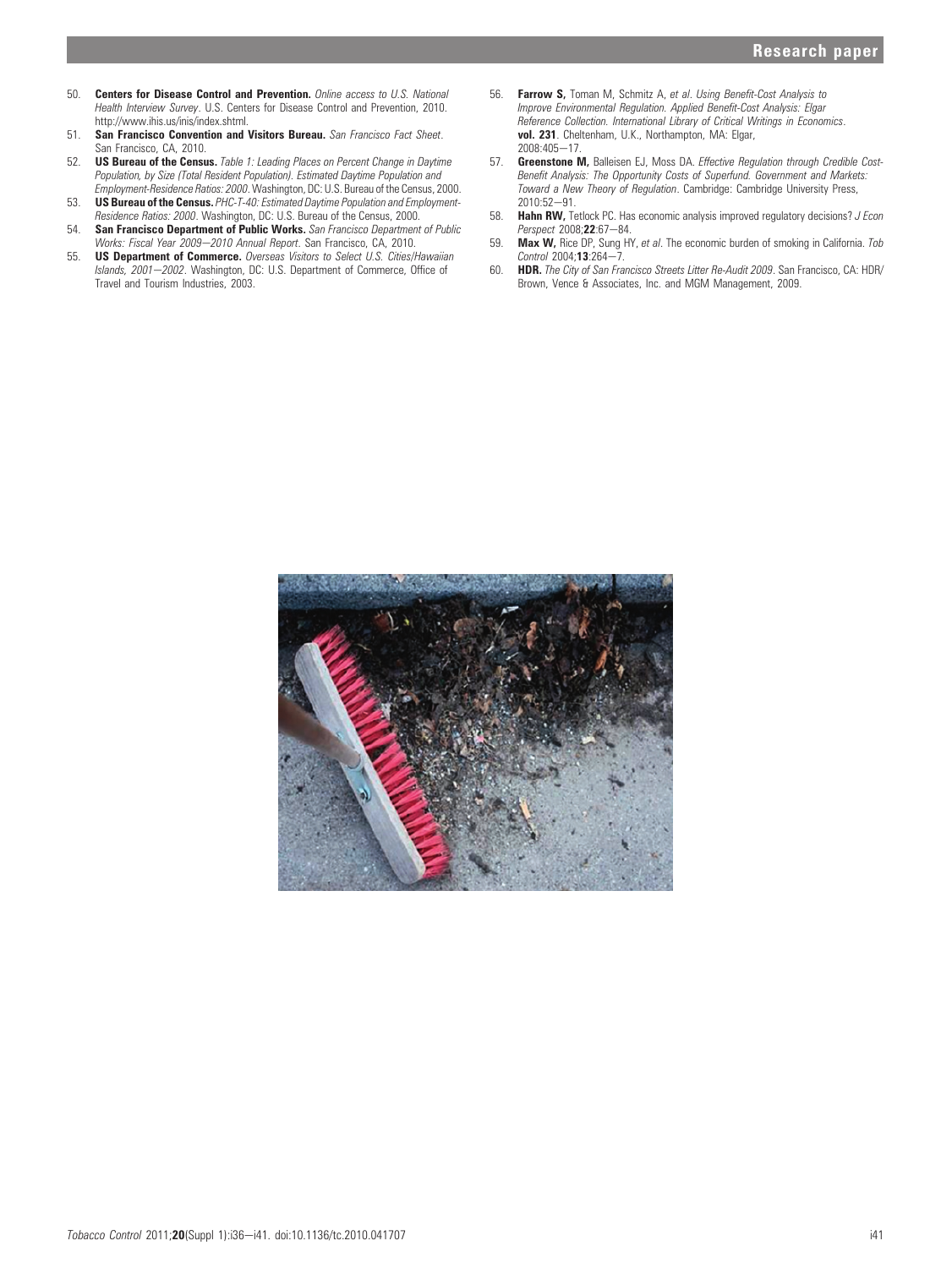50. **Centers for Disease Control and Prevention.** *Online access to U.S. National Health Interview Survey*. U.S. Centers for Disease Control and Prevention, 2010. http://www.ihis.us/inis/index.shtml.
51. **San Francisco Convention and Visitors Bureau.** *San Francisco Fact Sheet*. San Francisco, CA, 2010.
52. **US Bureau of the Census.** *Table 1: Leading Places on Percent Change in Daytime Population, by Size (Total Resident Population). Estimated Daytime Population and Employment-Residence Ratios: 2000*. Washington, DC: U.S. Bureau of the Census, 2000.
53. **US Bureau of the Census.** *PHC-T-40: Estimated Daytime Population and Employment-Residence Ratios: 2000*. Washington, DC: U.S. Bureau of the Census, 2000.
54. **San Francisco Department of Public Works.** *San Francisco Department of Public Works: Fiscal Year 2009—2010 Annual Report*. San Francisco, CA, 2010.
55. **US Department of Commerce.** *Overseas Visitors to Select U.S. Cities/Hawaiian Islands, 2001—2002*. Washington, DC: U.S. Department of Commerce, Office of Travel and Tourism Industries, 2003.
56. **Farrow S,** Toman M, Schmitz A, *et al*. *Using Benefit-Cost Analysis to Improve Environmental Regulation. Applied Benefit-Cost Analysis: Elgar Reference Collection. International Library of Critical Writings in Economics*. **vol. 231**. Cheltenham, U.K., Northampton, MA: Elgar, 2008:405—17.
57. **Greenstone M,** Balleisen EJ, Moss DA. *Effective Regulation through Credible Cost-Benefit Analysis: The Opportunity Costs of Superfund. Government and Markets: Toward a New Theory of Regulation*. Cambridge: Cambridge University Press, 2010:52—91.
58. **Hahn RW,** Tetlock PC. Has economic analysis improved regulatory decisions? *J Econ Perspect* 2008;**22**:67—84.
59. **Max W,** Rice DP, Sung HY, *et al*. The economic burden of smoking in California. *Tob Control* 2004;**13**:264—7.
60. **HDR.** *The City of San Francisco Streets Litter Re-Audit 2009*. San Francisco, CA: HDR/Brown, Vence & Associates, Inc. and MGM Management, 2009.